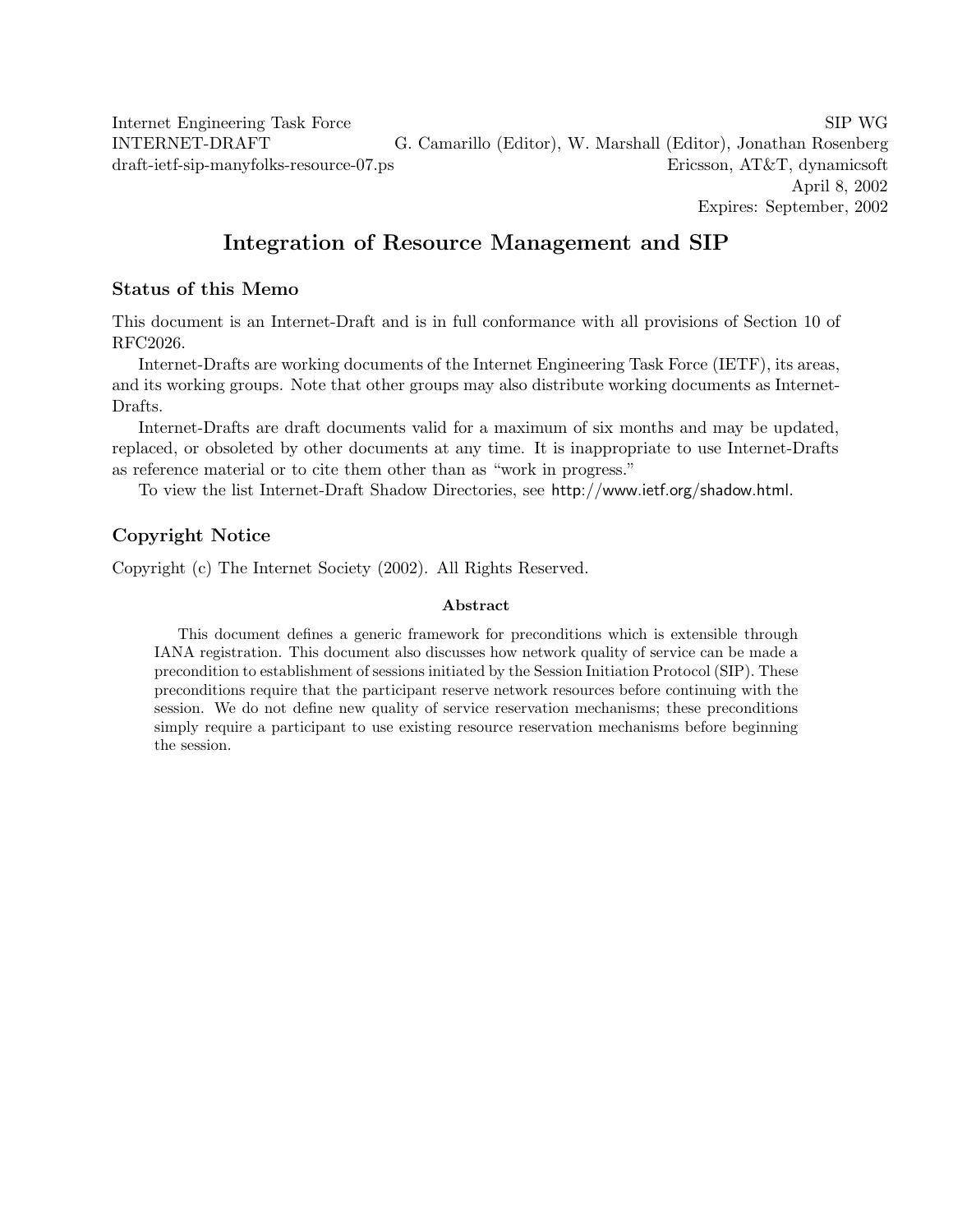Internet Engineering Task Force | SIP WG
INTERNET-DRAFT | G. Camarillo (Editor), W. Marshall (Editor), Jonathan Rosenberg
draft-ietf-sip-manyfolks-resource-07.ps | Ericsson, AT&T, dynamicsoft
April 8, 2002
Expires: September, 2002

# Integration of Resource Management and SIP

## Status of this Memo

This document is an Internet-Draft and is in full conformance with all provisions of Section 10 of RFC2026.

Internet-Drafts are working documents of the Internet Engineering Task Force (IETF), its areas, and its working groups. Note that other groups may also distribute working documents as Internet-Drafts.

Internet-Drafts are draft documents valid for a maximum of six months and may be updated, replaced, or obsoleted by other documents at any time. It is inappropriate to use Internet-Drafts as reference material or to cite them other than as "work in progress."

To view the list Internet-Draft Shadow Directories, see http://www.ietf.org/shadow.html.

## Copyright Notice

Copyright (c) The Internet Society (2002). All Rights Reserved.

**Abstract**

This document defines a generic framework for preconditions which is extensible through IANA registration. This document also discusses how network quality of service can be made a precondition to establishment of sessions initiated by the Session Initiation Protocol (SIP). These preconditions require that the participant reserve network resources before continuing with the session. We do not define new quality of service reservation mechanisms; these preconditions simply require a participant to use existing resource reservation mechanisms before beginning the session.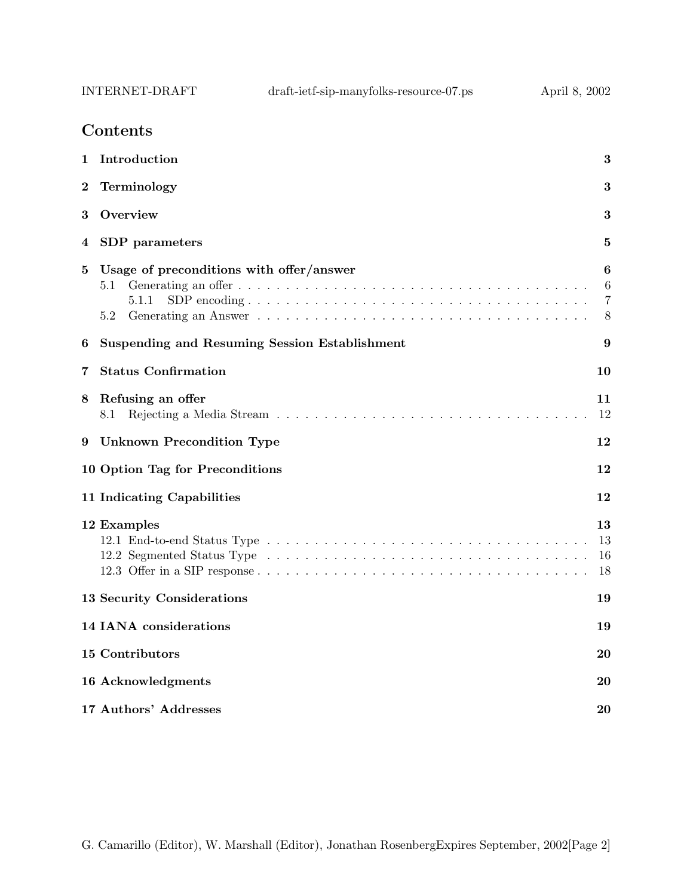## Contents

1 Introduction 3

2 Terminology 3

3 Overview 3

4 SDP parameters 5

5 Usage of preconditions with offer/answer 6
   5.1 Generating an offer . . . . . . . . . . . . . . . . . . . . . . . . . . . . . . . . . . . . 6
      5.1.1 SDP encoding . . . . . . . . . . . . . . . . . . . . . . . . . . . . . . . . . . . . 7
   5.2 Generating an Answer . . . . . . . . . . . . . . . . . . . . . . . . . . . . . . . . . . . 8

6 Suspending and Resuming Session Establishment 9

7 Status Confirmation 10

8 Refusing an offer 11
   8.1 Rejecting a Media Stream . . . . . . . . . . . . . . . . . . . . . . . . . . . . . . . . 12

9 Unknown Precondition Type 12

10 Option Tag for Preconditions 12

11 Indicating Capabilities 12

12 Examples 13
   12.1 End-to-end Status Type . . . . . . . . . . . . . . . . . . . . . . . . . . . . . . . . . 13
   12.2 Segmented Status Type . . . . . . . . . . . . . . . . . . . . . . . . . . . . . . . . . 16
   12.3 Offer in a SIP response . . . . . . . . . . . . . . . . . . . . . . . . . . . . . . . . . 18

13 Security Considerations 19

14 IANA considerations 19

15 Contributors 20

16 Acknowledgments 20

17 Authors' Addresses 20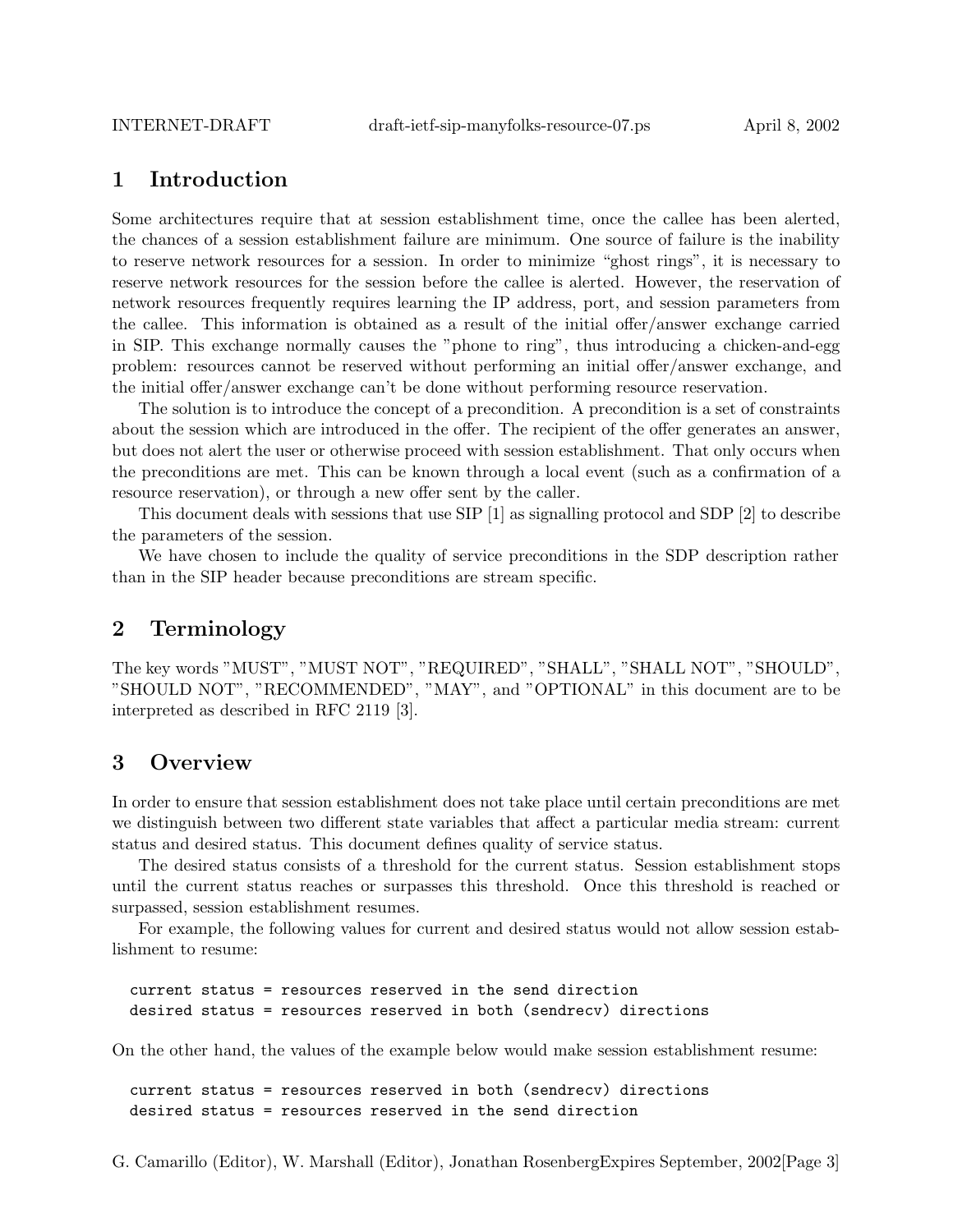# 1 Introduction

Some architectures require that at session establishment time, once the callee has been alerted, the chances of a session establishment failure are minimum. One source of failure is the inability to reserve network resources for a session. In order to minimize "ghost rings", it is necessary to reserve network resources for the session before the callee is alerted. However, the reservation of network resources frequently requires learning the IP address, port, and session parameters from the callee. This information is obtained as a result of the initial offer/answer exchange carried in SIP. This exchange normally causes the "phone to ring", thus introducing a chicken-and-egg problem: resources cannot be reserved without performing an initial offer/answer exchange, and the initial offer/answer exchange can't be done without performing resource reservation.

The solution is to introduce the concept of a precondition. A precondition is a set of constraints about the session which are introduced in the offer. The recipient of the offer generates an answer, but does not alert the user or otherwise proceed with session establishment. That only occurs when the preconditions are met. This can be known through a local event (such as a confirmation of a resource reservation), or through a new offer sent by the caller.

This document deals with sessions that use SIP [1] as signalling protocol and SDP [2] to describe the parameters of the session.

We have chosen to include the quality of service preconditions in the SDP description rather than in the SIP header because preconditions are stream specific.

# 2 Terminology

The key words "MUST", "MUST NOT", "REQUIRED", "SHALL", "SHALL NOT", "SHOULD", "SHOULD NOT", "RECOMMENDED", "MAY", and "OPTIONAL" in this document are to be interpreted as described in RFC 2119 [3].

# 3 Overview

In order to ensure that session establishment does not take place until certain preconditions are met we distinguish between two different state variables that affect a particular media stream: current status and desired status. This document defines quality of service status.

The desired status consists of a threshold for the current status. Session establishment stops until the current status reaches or surpasses this threshold. Once this threshold is reached or surpassed, session establishment resumes.

For example, the following values for current and desired status would not allow session establishment to resume:

```
current status = resources reserved in the send direction
desired status = resources reserved in both (sendrecv) directions
```

On the other hand, the values of the example below would make session establishment resume:

```
current status = resources reserved in both (sendrecv) directions
desired status = resources reserved in the send direction
```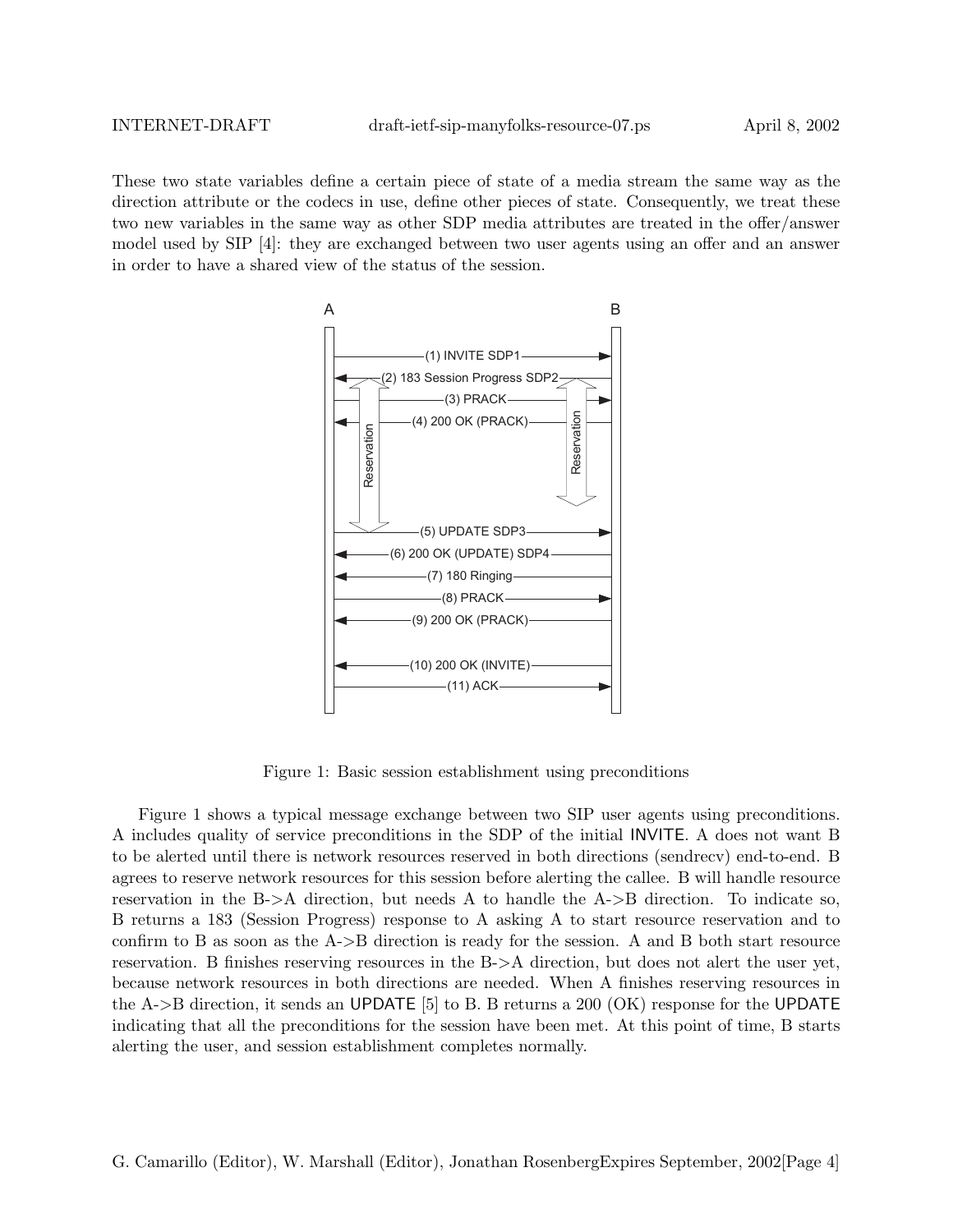These two state variables define a certain piece of state of a media stream the same way as the direction attribute or the codecs in use, define other pieces of state. Consequently, we treat these two new variables in the same way as other SDP media attributes are treated in the offer/answer model used by SIP [4]: they are exchanged between two user agents using an offer and an answer in order to have a shared view of the status of the session.

```
A                                              B
|                                              |
|-------------(1) INVITE SDP1----------------->|
|<--------(2) 183 Session Progress SDP2--------|
|-------------(3) PRACK----------------------->|
|<------------(4) 200 OK (PRACK)---------------|
|  Reservation                     Reservation |
|-------------(5) UPDATE SDP3----------------->|
|<--------(6) 200 OK (UPDATE) SDP4-------------|
|<------------(7) 180 Ringing------------------|
|-------------(8) PRACK----------------------->|
|<------------(9) 200 OK (PRACK)---------------|
|                                              |
|<------------(10) 200 OK (INVITE)-------------|
|-------------(11) ACK------------------------>|
```

Figure 1: Basic session establishment using preconditions

Figure 1 shows a typical message exchange between two SIP user agents using preconditions. A includes quality of service preconditions in the SDP of the initial INVITE. A does not want B to be alerted until there is network resources reserved in both directions (sendrecv) end-to-end. B agrees to reserve network resources for this session before alerting the callee. B will handle resource reservation in the B->A direction, but needs A to handle the A->B direction. To indicate so, B returns a 183 (Session Progress) response to A asking A to start resource reservation and to confirm to B as soon as the A->B direction is ready for the session. A and B both start resource reservation. B finishes reserving resources in the B->A direction, but does not alert the user yet, because network resources in both directions are needed. When A finishes reserving resources in the A->B direction, it sends an UPDATE [5] to B. B returns a 200 (OK) response for the UPDATE indicating that all the preconditions for the session have been met. At this point of time, B starts alerting the user, and session establishment completes normally.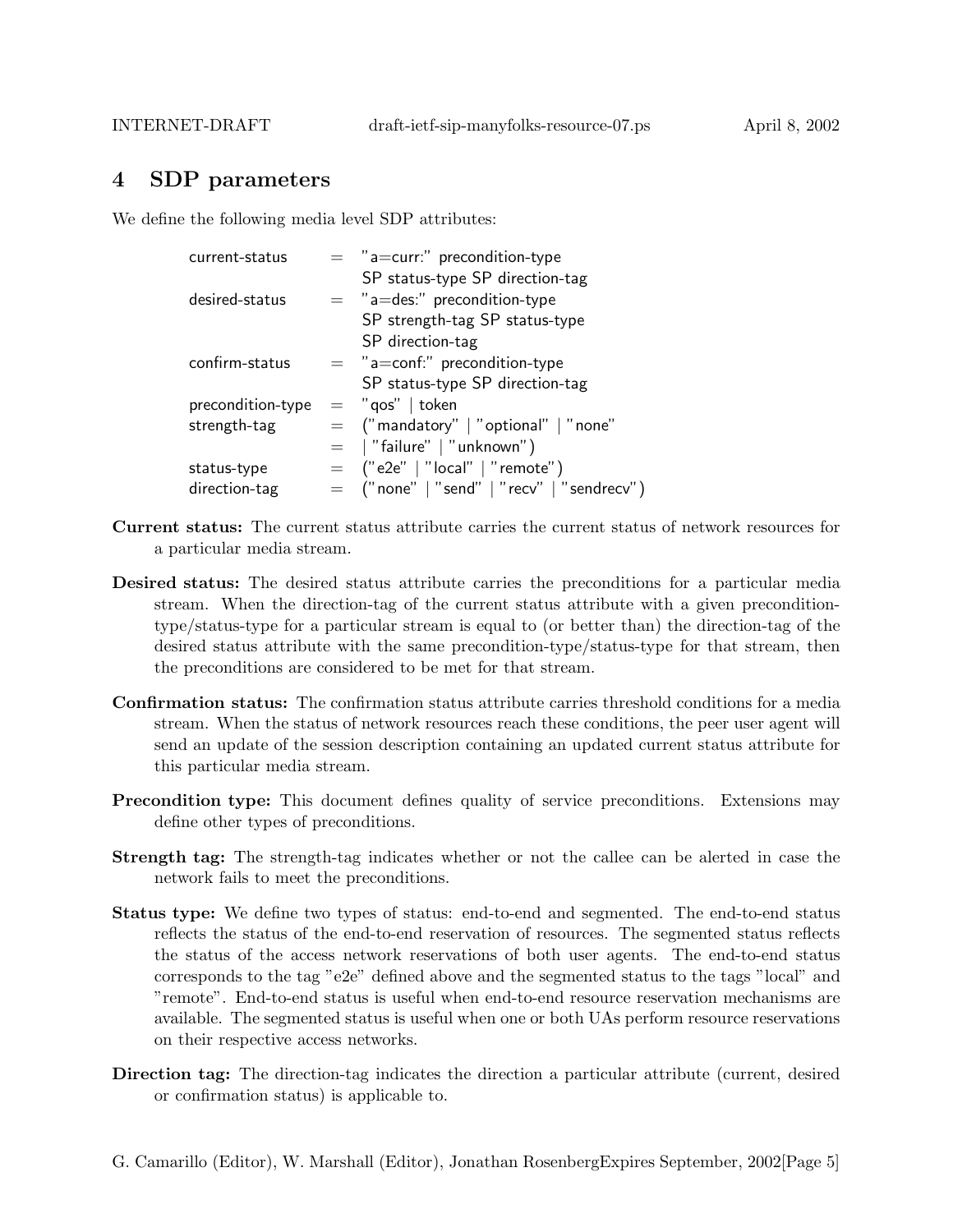## 4 SDP parameters

We define the following media level SDP attributes:

```
current-status     =  "a=curr:" precondition-type
                      SP status-type SP direction-tag
desired-status     =  "a=des:" precondition-type
                      SP strength-tag SP status-type
                      SP direction-tag
confirm-status     =  "a=conf:" precondition-type
                      SP status-type SP direction-tag
precondition-type  =  "qos" | token
strength-tag       =  ("mandatory" | "optional" | "none"
                   =  | "failure" | "unknown")
status-type        =  ("e2e" | "local" | "remote")
direction-tag      =  ("none" | "send" | "recv" | "sendrecv")
```

**Current status:** The current status attribute carries the current status of network resources for a particular media stream.

**Desired status:** The desired status attribute carries the preconditions for a particular media stream. When the direction-tag of the current status attribute with a given precondition-type/status-type for a particular stream is equal to (or better than) the direction-tag of the desired status attribute with the same precondition-type/status-type for that stream, then the preconditions are considered to be met for that stream.

**Confirmation status:** The confirmation status attribute carries threshold conditions for a media stream. When the status of network resources reach these conditions, the peer user agent will send an update of the session description containing an updated current status attribute for this particular media stream.

**Precondition type:** This document defines quality of service preconditions. Extensions may define other types of preconditions.

**Strength tag:** The strength-tag indicates whether or not the callee can be alerted in case the network fails to meet the preconditions.

**Status type:** We define two types of status: end-to-end and segmented. The end-to-end status reflects the status of the end-to-end reservation of resources. The segmented status reflects the status of the access network reservations of both user agents. The end-to-end status corresponds to the tag "e2e" defined above and the segmented status to the tags "local" and "remote". End-to-end status is useful when end-to-end resource reservation mechanisms are available. The segmented status is useful when one or both UAs perform resource reservations on their respective access networks.

**Direction tag:** The direction-tag indicates the direction a particular attribute (current, desired or confirmation status) is applicable to.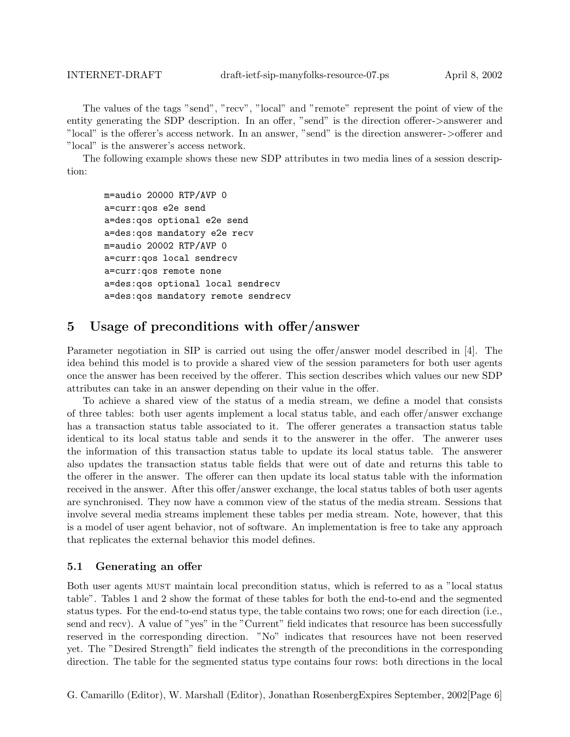The values of the tags "send", "recv", "local" and "remote" represent the point of view of the entity generating the SDP description. In an offer, "send" is the direction offerer->answerer and "local" is the offerer's access network. In an answer, "send" is the direction answerer->offerer and "local" is the answerer's access network.

The following example shows these new SDP attributes in two media lines of a session description:

```
m=audio 20000 RTP/AVP 0
a=curr:qos e2e send
a=des:qos optional e2e send
a=des:qos mandatory e2e recv
m=audio 20002 RTP/AVP 0
a=curr:qos local sendrecv
a=curr:qos remote none
a=des:qos optional local sendrecv
a=des:qos mandatory remote sendrecv
```

# 5 Usage of preconditions with offer/answer

Parameter negotiation in SIP is carried out using the offer/answer model described in [4]. The idea behind this model is to provide a shared view of the session parameters for both user agents once the answer has been received by the offerer. This section describes which values our new SDP attributes can take in an answer depending on their value in the offer.

To achieve a shared view of the status of a media stream, we define a model that consists of three tables: both user agents implement a local status table, and each offer/answer exchange has a transaction status table associated to it. The offerer generates a transaction status table identical to its local status table and sends it to the answerer in the offer. The anwerer uses the information of this transaction status table to update its local status table. The answerer also updates the transaction status table fields that were out of date and returns this table to the offerer in the answer. The offerer can then update its local status table with the information received in the answer. After this offer/answer exchange, the local status tables of both user agents are synchronised. They now have a common view of the status of the media stream. Sessions that involve several media streams implement these tables per media stream. Note, however, that this is a model of user agent behavior, not of software. An implementation is free to take any approach that replicates the external behavior this model defines.

## 5.1 Generating an offer

Both user agents MUST maintain local precondition status, which is referred to as a "local status table". Tables 1 and 2 show the format of these tables for both the end-to-end and the segmented status types. For the end-to-end status type, the table contains two rows; one for each direction (i.e., send and recv). A value of "yes" in the "Current" field indicates that resource has been successfully reserved in the corresponding direction. "No" indicates that resources have not been reserved yet. The "Desired Strength" field indicates the strength of the preconditions in the corresponding direction. The table for the segmented status type contains four rows: both directions in the local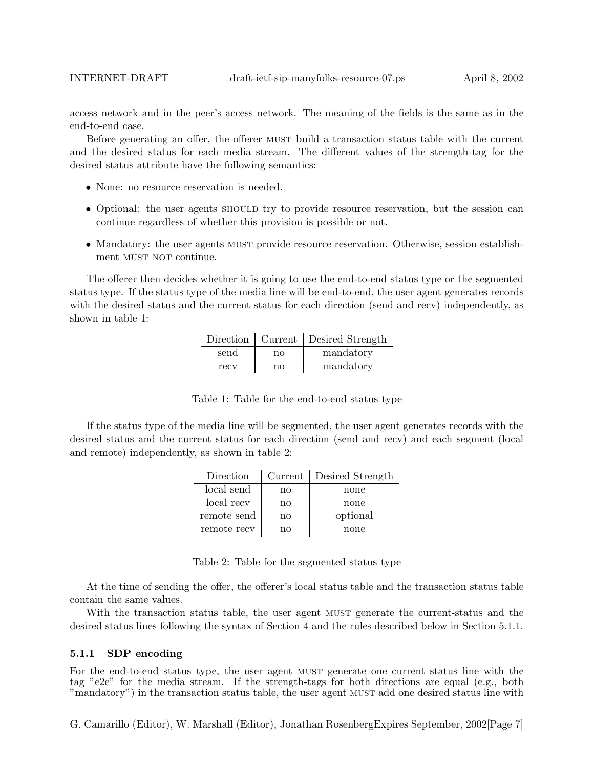access network and in the peer's access network. The meaning of the fields is the same as in the end-to-end case.

Before generating an offer, the offerer MUST build a transaction status table with the current and the desired status for each media stream. The different values of the strength-tag for the desired status attribute have the following semantics:

- None: no resource reservation is needed.
- Optional: the user agents SHOULD try to provide resource reservation, but the session can continue regardless of whether this provision is possible or not.
- Mandatory: the user agents MUST provide resource reservation. Otherwise, session establishment MUST NOT continue.

The offerer then decides whether it is going to use the end-to-end status type or the segmented status type. If the status type of the media line will be end-to-end, the user agent generates records with the desired status and the current status for each direction (send and recv) independently, as shown in table 1:

| Direction | Current | Desired Strength |
|---|---|---|
| send | no | mandatory |
| recv | no | mandatory |

Table 1: Table for the end-to-end status type

If the status type of the media line will be segmented, the user agent generates records with the desired status and the current status for each direction (send and recv) and each segment (local and remote) independently, as shown in table 2:

| Direction | Current | Desired Strength |
|---|---|---|
| local send | no | none |
| local recv | no | none |
| remote send | no | optional |
| remote recv | no | none |

Table 2: Table for the segmented status type

At the time of sending the offer, the offerer's local status table and the transaction status table contain the same values.

With the transaction status table, the user agent MUST generate the current-status and the desired status lines following the syntax of Section 4 and the rules described below in Section 5.1.1.

### 5.1.1 SDP encoding

For the end-to-end status type, the user agent MUST generate one current status line with the tag "e2e" for the media stream. If the strength-tags for both directions are equal (e.g., both "mandatory") in the transaction status table, the user agent MUST add one desired status line with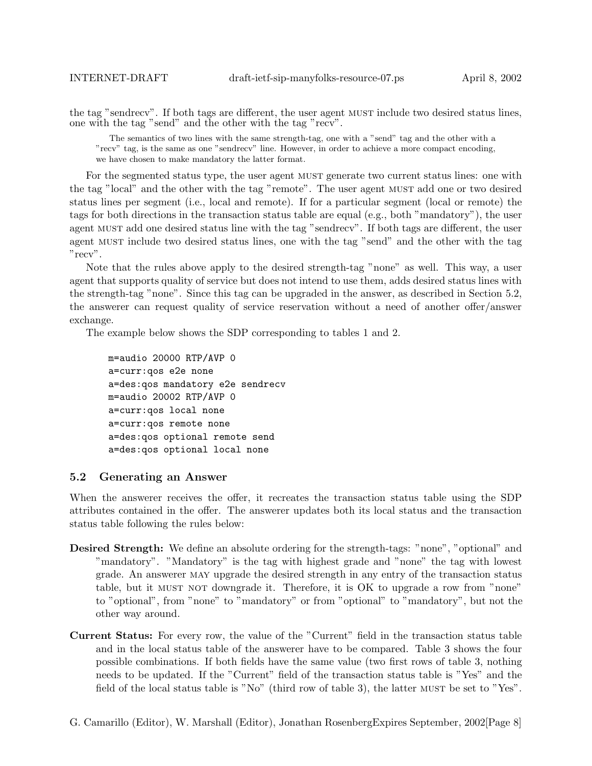the tag "sendrecv". If both tags are different, the user agent MUST include two desired status lines, one with the tag "send" and the other with the tag "recv".

> The semantics of two lines with the same strength-tag, one with a "send" tag and the other with a "recv" tag, is the same as one "sendrecv" line. However, in order to achieve a more compact encoding, we have chosen to make mandatory the latter format.

For the segmented status type, the user agent MUST generate two current status lines: one with the tag "local" and the other with the tag "remote". The user agent MUST add one or two desired status lines per segment (i.e., local and remote). If for a particular segment (local or remote) the tags for both directions in the transaction status table are equal (e.g., both "mandatory"), the user agent MUST add one desired status line with the tag "sendrecv". If both tags are different, the user agent MUST include two desired status lines, one with the tag "send" and the other with the tag "recv".

Note that the rules above apply to the desired strength-tag "none" as well. This way, a user agent that supports quality of service but does not intend to use them, adds desired status lines with the strength-tag "none". Since this tag can be upgraded in the answer, as described in Section 5.2, the answerer can request quality of service reservation without a need of another offer/answer exchange.

The example below shows the SDP corresponding to tables 1 and 2.

```
m=audio 20000 RTP/AVP 0
a=curr:qos e2e none
a=des:qos mandatory e2e sendrecv
m=audio 20002 RTP/AVP 0
a=curr:qos local none
a=curr:qos remote none
a=des:qos optional remote send
a=des:qos optional local none
```

### 5.2 Generating an Answer

When the answerer receives the offer, it recreates the transaction status table using the SDP attributes contained in the offer. The answerer updates both its local status and the transaction status table following the rules below:

**Desired Strength:** We define an absolute ordering for the strength-tags: "none", "optional" and "mandatory". "Mandatory" is the tag with highest grade and "none" the tag with lowest grade. An answerer MAY upgrade the desired strength in any entry of the transaction status table, but it MUST NOT downgrade it. Therefore, it is OK to upgrade a row from "none" to "optional", from "none" to "mandatory" or from "optional" to "mandatory", but not the other way around.

**Current Status:** For every row, the value of the "Current" field in the transaction status table and in the local status table of the answerer have to be compared. Table 3 shows the four possible combinations. If both fields have the same value (two first rows of table 3, nothing needs to be updated. If the "Current" field of the transaction status table is "Yes" and the field of the local status table is "No" (third row of table 3), the latter MUST be set to "Yes".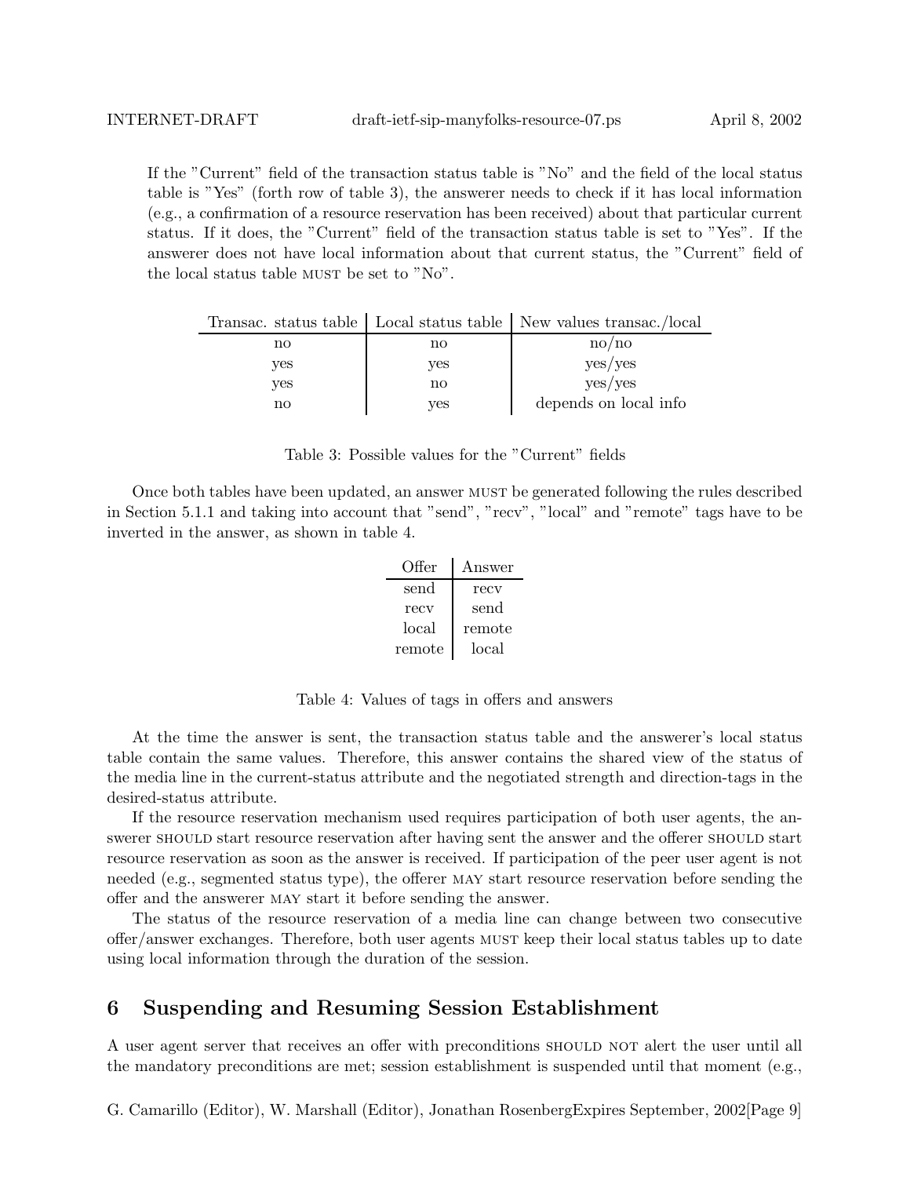If the "Current" field of the transaction status table is "No" and the field of the local status table is "Yes" (forth row of table 3), the answerer needs to check if it has local information (e.g., a confirmation of a resource reservation has been received) about that particular current status. If it does, the "Current" field of the transaction status table is set to "Yes". If the answerer does not have local information about that current status, the "Current" field of the local status table MUST be set to "No".

| Transac. status table | Local status table | New values transac./local |
|---|---|---|
| no | no | no/no |
| yes | yes | yes/yes |
| yes | no | yes/yes |
| no | yes | depends on local info |

Table 3: Possible values for the "Current" fields

Once both tables have been updated, an answer MUST be generated following the rules described in Section 5.1.1 and taking into account that "send", "recv", "local" and "remote" tags have to be inverted in the answer, as shown in table 4.

| Offer | Answer |
|---|---|
| send | recv |
| recv | send |
| local | remote |
| remote | local |

Table 4: Values of tags in offers and answers

At the time the answer is sent, the transaction status table and the answerer's local status table contain the same values. Therefore, this answer contains the shared view of the status of the media line in the current-status attribute and the negotiated strength and direction-tags in the desired-status attribute.

If the resource reservation mechanism used requires participation of both user agents, the answerer SHOULD start resource reservation after having sent the answer and the offerer SHOULD start resource reservation as soon as the answer is received. If participation of the peer user agent is not needed (e.g., segmented status type), the offerer MAY start resource reservation before sending the offer and the answerer MAY start it before sending the answer.

The status of the resource reservation of a media line can change between two consecutive offer/answer exchanges. Therefore, both user agents MUST keep their local status tables up to date using local information through the duration of the session.

## 6 Suspending and Resuming Session Establishment

A user agent server that receives an offer with preconditions SHOULD NOT alert the user until all the mandatory preconditions are met; session establishment is suspended until that moment (e.g.,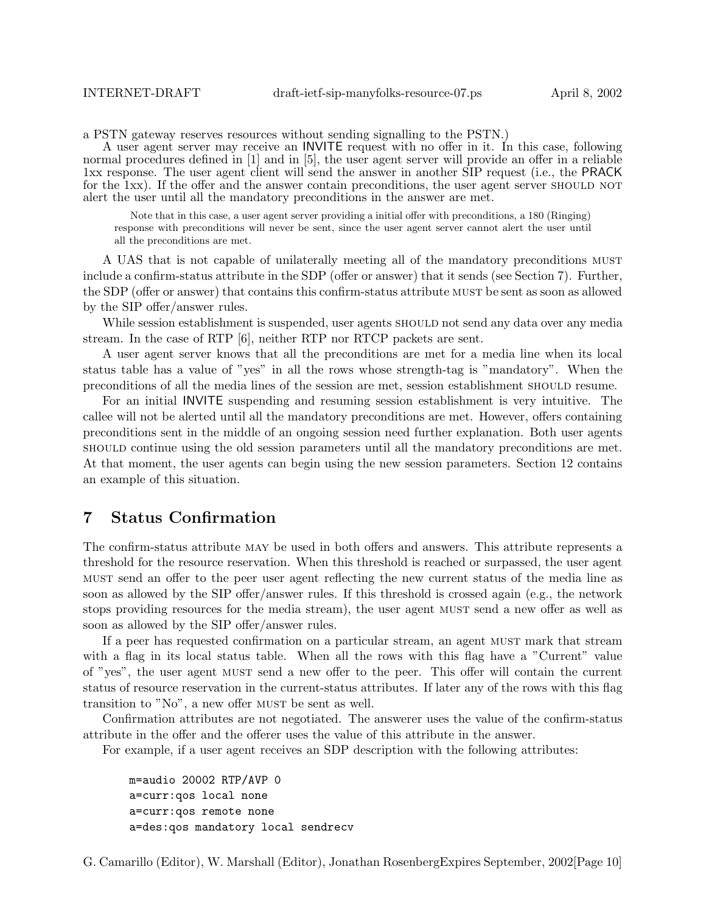a PSTN gateway reserves resources without sending signalling to the PSTN.)

A user agent server may receive an INVITE request with no offer in it. In this case, following normal procedures defined in [1] and in [5], the user agent server will provide an offer in a reliable 1xx response. The user agent client will send the answer in another SIP request (i.e., the PRACK for the 1xx). If the offer and the answer contain preconditions, the user agent server SHOULD NOT alert the user until all the mandatory preconditions in the answer are met.

> Note that in this case, a user agent server providing a initial offer with preconditions, a 180 (Ringing) response with preconditions will never be sent, since the user agent server cannot alert the user until all the preconditions are met.

A UAS that is not capable of unilaterally meeting all of the mandatory preconditions MUST include a confirm-status attribute in the SDP (offer or answer) that it sends (see Section 7). Further, the SDP (offer or answer) that contains this confirm-status attribute MUST be sent as soon as allowed by the SIP offer/answer rules.

While session establishment is suspended, user agents SHOULD not send any data over any media stream. In the case of RTP [6], neither RTP nor RTCP packets are sent.

A user agent server knows that all the preconditions are met for a media line when its local status table has a value of "yes" in all the rows whose strength-tag is "mandatory". When the preconditions of all the media lines of the session are met, session establishment SHOULD resume.

For an initial INVITE suspending and resuming session establishment is very intuitive. The callee will not be alerted until all the mandatory preconditions are met. However, offers containing preconditions sent in the middle of an ongoing session need further explanation. Both user agents SHOULD continue using the old session parameters until all the mandatory preconditions are met. At that moment, the user agents can begin using the new session parameters. Section 12 contains an example of this situation.

## 7 Status Confirmation

The confirm-status attribute MAY be used in both offers and answers. This attribute represents a threshold for the resource reservation. When this threshold is reached or surpassed, the user agent MUST send an offer to the peer user agent reflecting the new current status of the media line as soon as allowed by the SIP offer/answer rules. If this threshold is crossed again (e.g., the network stops providing resources for the media stream), the user agent MUST send a new offer as well as soon as allowed by the SIP offer/answer rules.

If a peer has requested confirmation on a particular stream, an agent MUST mark that stream with a flag in its local status table. When all the rows with this flag have a "Current" value of "yes", the user agent MUST send a new offer to the peer. This offer will contain the current status of resource reservation in the current-status attributes. If later any of the rows with this flag transition to "No", a new offer MUST be sent as well.

Confirmation attributes are not negotiated. The answerer uses the value of the confirm-status attribute in the offer and the offerer uses the value of this attribute in the answer.

For example, if a user agent receives an SDP description with the following attributes:

```
m=audio 20002 RTP/AVP 0
a=curr:qos local none
a=curr:qos remote none
a=des:qos mandatory local sendrecv
```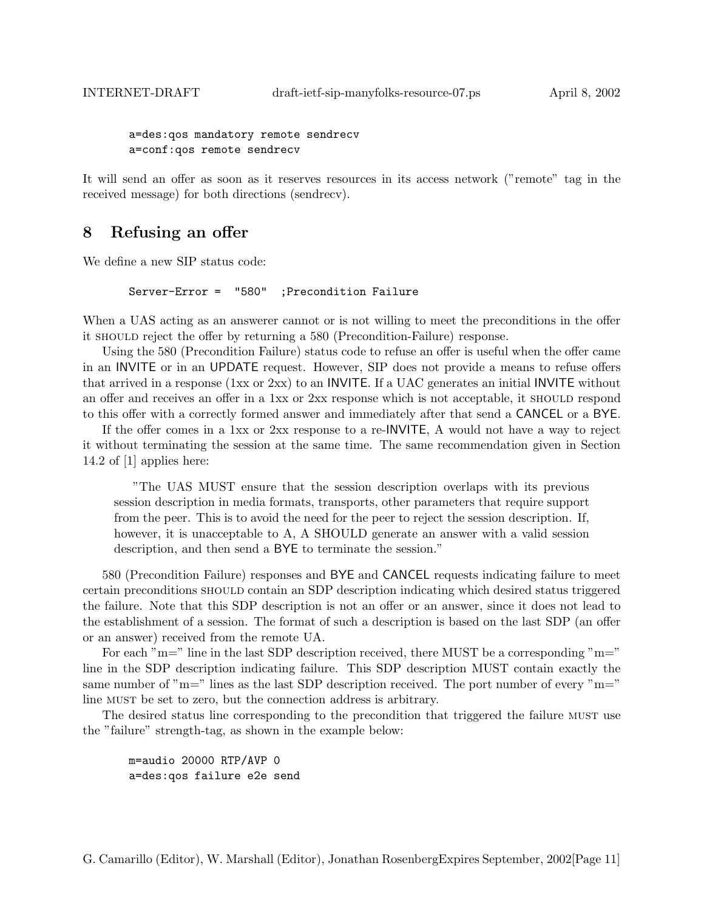```
a=des:qos mandatory remote sendrecv
a=conf:qos remote sendrecv
```

It will send an offer as soon as it reserves resources in its access network ("remote" tag in the received message) for both directions (sendrecv).

## 8 Refusing an offer

We define a new SIP status code:

```
Server-Error =  "580"  ;Precondition Failure
```

When a UAS acting as an answerer cannot or is not willing to meet the preconditions in the offer it SHOULD reject the offer by returning a 580 (Precondition-Failure) response.

Using the 580 (Precondition Failure) status code to refuse an offer is useful when the offer came in an INVITE or in an UPDATE request. However, SIP does not provide a means to refuse offers that arrived in a response (1xx or 2xx) to an INVITE. If a UAC generates an initial INVITE without an offer and receives an offer in a 1xx or 2xx response which is not acceptable, it SHOULD respond to this offer with a correctly formed answer and immediately after that send a CANCEL or a BYE.

If the offer comes in a 1xx or 2xx response to a re-INVITE, A would not have a way to reject it without terminating the session at the same time. The same recommendation given in Section 14.2 of [1] applies here:

> "The UAS MUST ensure that the session description overlaps with its previous session description in media formats, transports, other parameters that require support from the peer. This is to avoid the need for the peer to reject the session description. If, however, it is unacceptable to A, A SHOULD generate an answer with a valid session description, and then send a BYE to terminate the session."

580 (Precondition Failure) responses and BYE and CANCEL requests indicating failure to meet certain preconditions SHOULD contain an SDP description indicating which desired status triggered the failure. Note that this SDP description is not an offer or an answer, since it does not lead to the establishment of a session. The format of such a description is based on the last SDP (an offer or an answer) received from the remote UA.

For each "m=" line in the last SDP description received, there MUST be a corresponding "m=" line in the SDP description indicating failure. This SDP description MUST contain exactly the same number of "m=" lines as the last SDP description received. The port number of every "m=" line MUST be set to zero, but the connection address is arbitrary.

The desired status line corresponding to the precondition that triggered the failure MUST use the "failure" strength-tag, as shown in the example below:

```
m=audio 20000 RTP/AVP 0
a=des:qos failure e2e send
```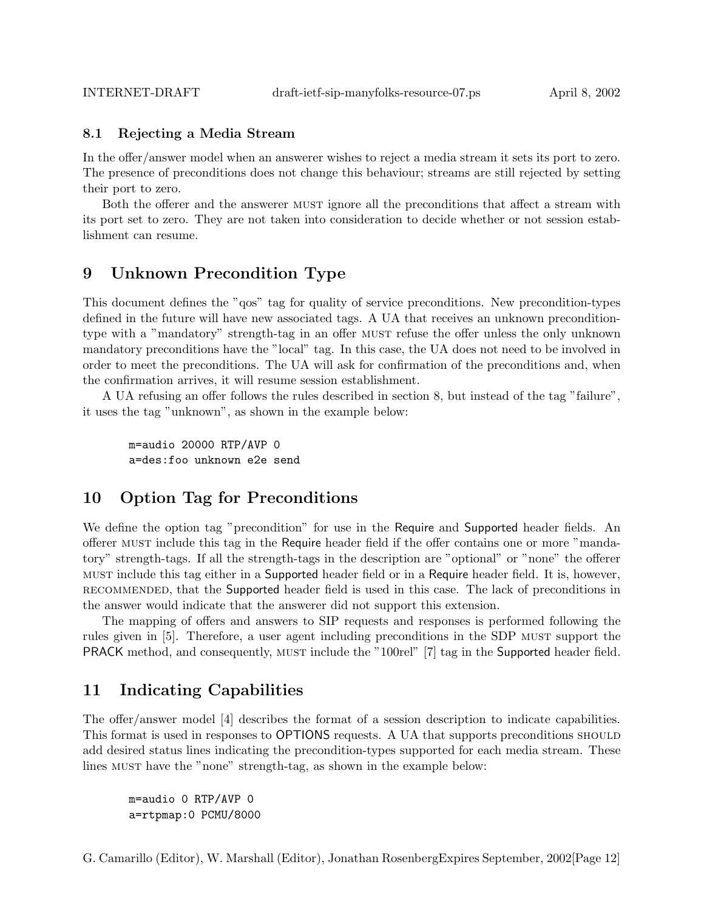### 8.1 Rejecting a Media Stream

In the offer/answer model when an answerer wishes to reject a media stream it sets its port to zero. The presence of preconditions does not change this behaviour; streams are still rejected by setting their port to zero.

Both the offerer and the answerer MUST ignore all the preconditions that affect a stream with its port set to zero. They are not taken into consideration to decide whether or not session establishment can resume.

## 9 Unknown Precondition Type

This document defines the "qos" tag for quality of service preconditions. New precondition-types defined in the future will have new associated tags. A UA that receives an unknown precondition-type with a "mandatory" strength-tag in an offer MUST refuse the offer unless the only unknown mandatory preconditions have the "local" tag. In this case, the UA does not need to be involved in order to meet the preconditions. The UA will ask for confirmation of the preconditions and, when the confirmation arrives, it will resume session establishment.

A UA refusing an offer follows the rules described in section 8, but instead of the tag "failure", it uses the tag "unknown", as shown in the example below:

```
m=audio 20000 RTP/AVP 0
a=des:foo unknown e2e send
```

## 10 Option Tag for Preconditions

We define the option tag "precondition" for use in the Require and Supported header fields. An offerer MUST include this tag in the Require header field if the offer contains one or more "mandatory" strength-tags. If all the strength-tags in the description are "optional" or "none" the offerer MUST include this tag either in a Supported header field or in a Require header field. It is, however, RECOMMENDED, that the Supported header field is used in this case. The lack of preconditions in the answer would indicate that the answerer did not support this extension.

The mapping of offers and answers to SIP requests and responses is performed following the rules given in [5]. Therefore, a user agent including preconditions in the SDP MUST support the PRACK method, and consequently, MUST include the "100rel" [7] tag in the Supported header field.

## 11 Indicating Capabilities

The offer/answer model [4] describes the format of a session description to indicate capabilities. This format is used in responses to OPTIONS requests. A UA that supports preconditions SHOULD add desired status lines indicating the precondition-types supported for each media stream. These lines MUST have the "none" strength-tag, as shown in the example below:

```
m=audio 0 RTP/AVP 0
a=rtpmap:0 PCMU/8000
```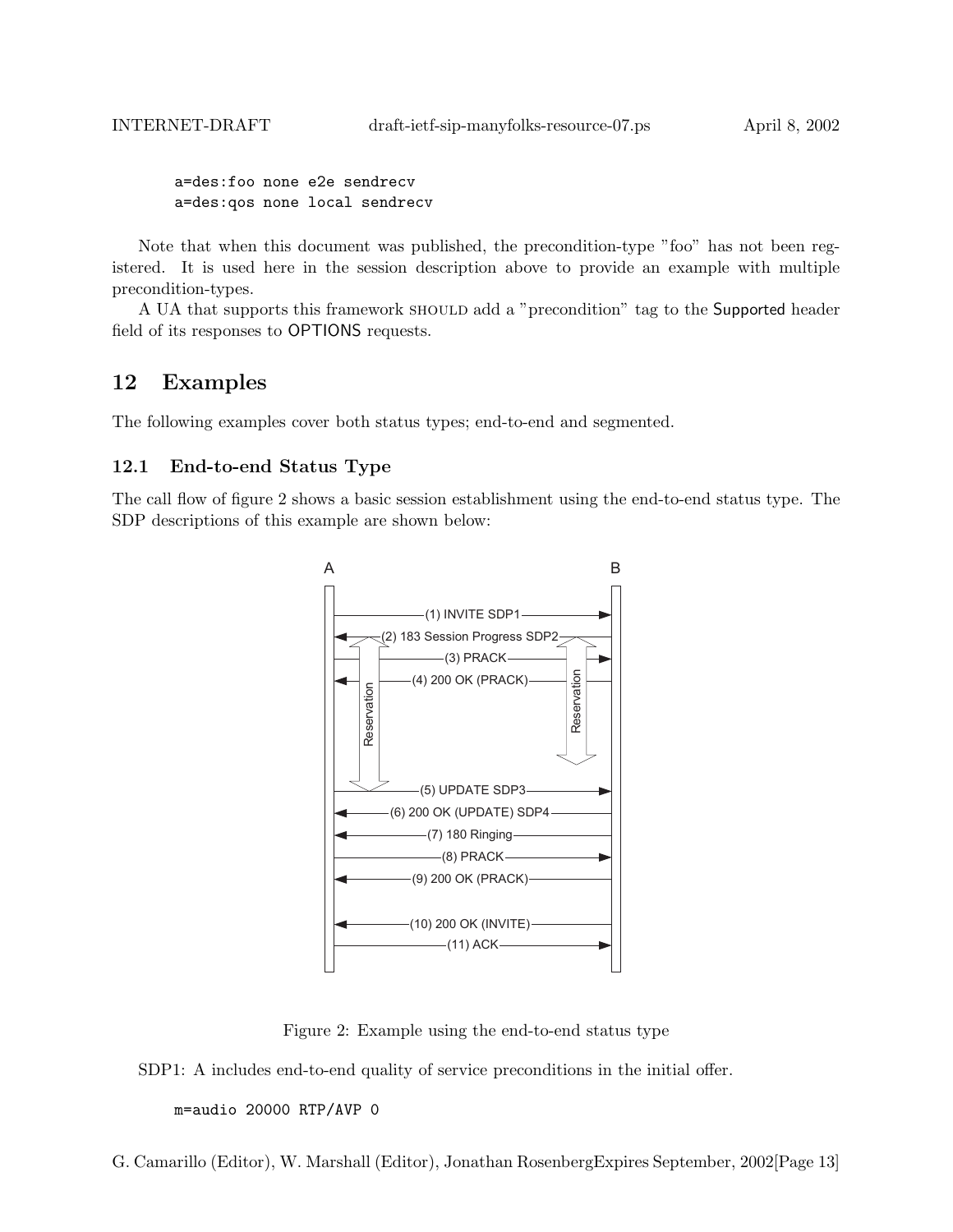```
a=des:foo none e2e sendrecv
a=des:qos none local sendrecv
```

Note that when this document was published, the precondition-type "foo" has not been registered. It is used here in the session description above to provide an example with multiple precondition-types.

A UA that supports this framework SHOULD add a "precondition" tag to the Supported header field of its responses to OPTIONS requests.

# 12 Examples

The following examples cover both status types; end-to-end and segmented.

## 12.1 End-to-end Status Type

The call flow of figure 2 shows a basic session establishment using the end-to-end status type. The SDP descriptions of this example are shown below:

```
A                                                B
|                                                |
|-------------(1) INVITE SDP1------------------->|
|<--------(2) 183 Session Progress SDP2----------|
|-------------(3) PRACK------------------------->|
|<------------(4) 200 OK (PRACK)-----------------|
|       Reservation                Reservation   |
|-------------(5) UPDATE SDP3------------------->|
|<--------(6) 200 OK (UPDATE) SDP4---------------|
|<------------(7) 180 Ringing--------------------|
|-------------(8) PRACK------------------------->|
|<------------(9) 200 OK (PRACK)-----------------|
|                                                |
|<------------(10) 200 OK (INVITE)---------------|
|-------------(11) ACK-------------------------->|
```

Figure 2: Example using the end-to-end status type

SDP1: A includes end-to-end quality of service preconditions in the initial offer.

```
m=audio 20000 RTP/AVP 0
```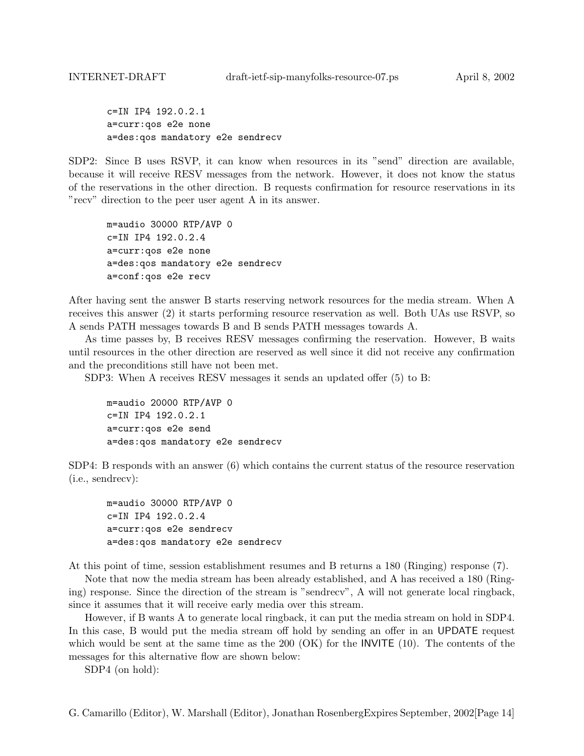```
c=IN IP4 192.0.2.1
a=curr:qos e2e none
a=des:qos mandatory e2e sendrecv
```

SDP2: Since B uses RSVP, it can know when resources in its "send" direction are available, because it will receive RESV messages from the network. However, it does not know the status of the reservations in the other direction. B requests confirmation for resource reservations in its "recv" direction to the peer user agent A in its answer.

```
m=audio 30000 RTP/AVP 0
c=IN IP4 192.0.2.4
a=curr:qos e2e none
a=des:qos mandatory e2e sendrecv
a=conf:qos e2e recv
```

After having sent the answer B starts reserving network resources for the media stream. When A receives this answer (2) it starts performing resource reservation as well. Both UAs use RSVP, so A sends PATH messages towards B and B sends PATH messages towards A.

As time passes by, B receives RESV messages confirming the reservation. However, B waits until resources in the other direction are reserved as well since it did not receive any confirmation and the preconditions still have not been met.

SDP3: When A receives RESV messages it sends an updated offer (5) to B:

```
m=audio 20000 RTP/AVP 0
c=IN IP4 192.0.2.1
a=curr:qos e2e send
a=des:qos mandatory e2e sendrecv
```

SDP4: B responds with an answer (6) which contains the current status of the resource reservation (i.e., sendrecv):

```
m=audio 30000 RTP/AVP 0
c=IN IP4 192.0.2.4
a=curr:qos e2e sendrecv
a=des:qos mandatory e2e sendrecv
```

At this point of time, session establishment resumes and B returns a 180 (Ringing) response (7).

Note that now the media stream has been already established, and A has received a 180 (Ringing) response. Since the direction of the stream is "sendrecv", A will not generate local ringback, since it assumes that it will receive early media over this stream.

However, if B wants A to generate local ringback, it can put the media stream on hold in SDP4. In this case, B would put the media stream off hold by sending an offer in an UPDATE request which would be sent at the same time as the 200 (OK) for the INVITE (10). The contents of the messages for this alternative flow are shown below:

SDP4 (on hold):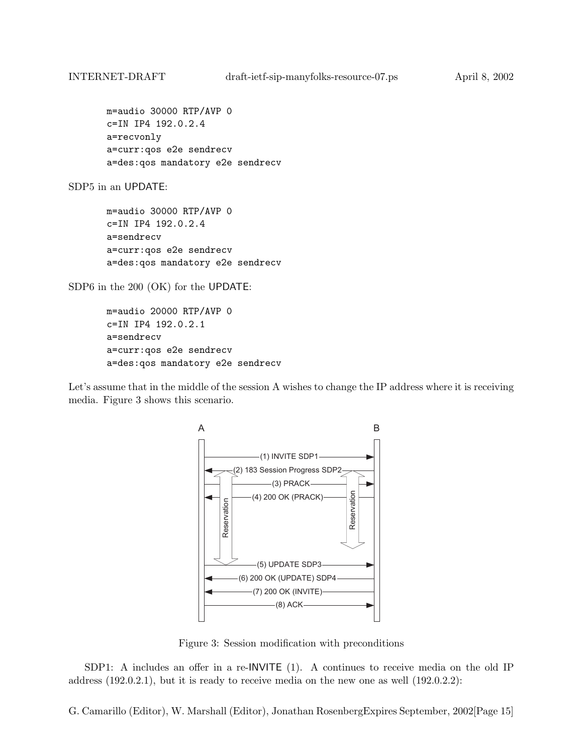```
m=audio 30000 RTP/AVP 0
c=IN IP4 192.0.2.4
a=recvonly
a=curr:qos e2e sendrecv
a=des:qos mandatory e2e sendrecv
```

SDP5 in an UPDATE:

```
m=audio 30000 RTP/AVP 0
c=IN IP4 192.0.2.4
a=sendrecv
a=curr:qos e2e sendrecv
a=des:qos mandatory e2e sendrecv
```

SDP6 in the 200 (OK) for the UPDATE:

```
m=audio 20000 RTP/AVP 0
c=IN IP4 192.0.2.1
a=sendrecv
a=curr:qos e2e sendrecv
a=des:qos mandatory e2e sendrecv
```

Let's assume that in the middle of the session A wishes to change the IP address where it is receiving media. Figure 3 shows this scenario.

```
A                                          B
|                                          |
|-----------(1) INVITE SDP1--------------->|
|<--(2) 183 Session Progress SDP2----------|
|  ^                                    ^  |
|--|--------(3) PRACK-------------------|->|
|<-|--------(4) 200 OK (PRACK)----------|--|
|  | Reservation            Reservation |  |
|  |                                    v  |
|  v                                       |
|-----------(5) UPDATE SDP3--------------->|
|<----------(6) 200 OK (UPDATE) SDP4-------|
|<----------(7) 200 OK (INVITE)------------|
|-----------(8) ACK----------------------->|
|                                          |
```

Figure 3: Session modification with preconditions

SDP1: A includes an offer in a re-INVITE (1). A continues to receive media on the old IP address (192.0.2.1), but it is ready to receive media on the new one as well (192.0.2.2):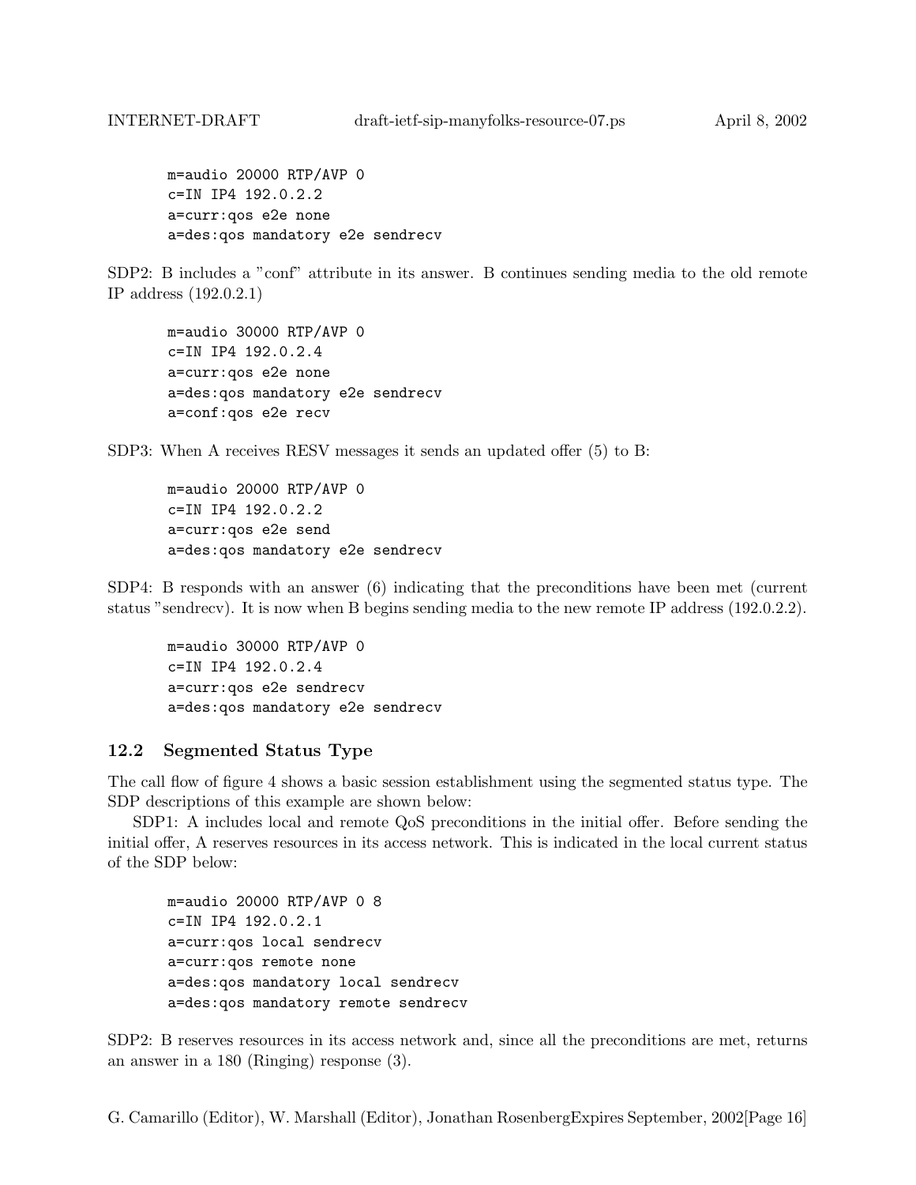```
m=audio 20000 RTP/AVP 0
c=IN IP4 192.0.2.2
a=curr:qos e2e none
a=des:qos mandatory e2e sendrecv
```

SDP2: B includes a "conf" attribute in its answer. B continues sending media to the old remote IP address (192.0.2.1)

```
m=audio 30000 RTP/AVP 0
c=IN IP4 192.0.2.4
a=curr:qos e2e none
a=des:qos mandatory e2e sendrecv
a=conf:qos e2e recv
```

SDP3: When A receives RESV messages it sends an updated offer (5) to B:

```
m=audio 20000 RTP/AVP 0
c=IN IP4 192.0.2.2
a=curr:qos e2e send
a=des:qos mandatory e2e sendrecv
```

SDP4: B responds with an answer (6) indicating that the preconditions have been met (current status "sendrecv). It is now when B begins sending media to the new remote IP address (192.0.2.2).

```
m=audio 30000 RTP/AVP 0
c=IN IP4 192.0.2.4
a=curr:qos e2e sendrecv
a=des:qos mandatory e2e sendrecv
```

### 12.2 Segmented Status Type

The call flow of figure 4 shows a basic session establishment using the segmented status type. The SDP descriptions of this example are shown below:

SDP1: A includes local and remote QoS preconditions in the initial offer. Before sending the initial offer, A reserves resources in its access network. This is indicated in the local current status of the SDP below:

```
m=audio 20000 RTP/AVP 0 8
c=IN IP4 192.0.2.1
a=curr:qos local sendrecv
a=curr:qos remote none
a=des:qos mandatory local sendrecv
a=des:qos mandatory remote sendrecv
```

SDP2: B reserves resources in its access network and, since all the preconditions are met, returns an answer in a 180 (Ringing) response (3).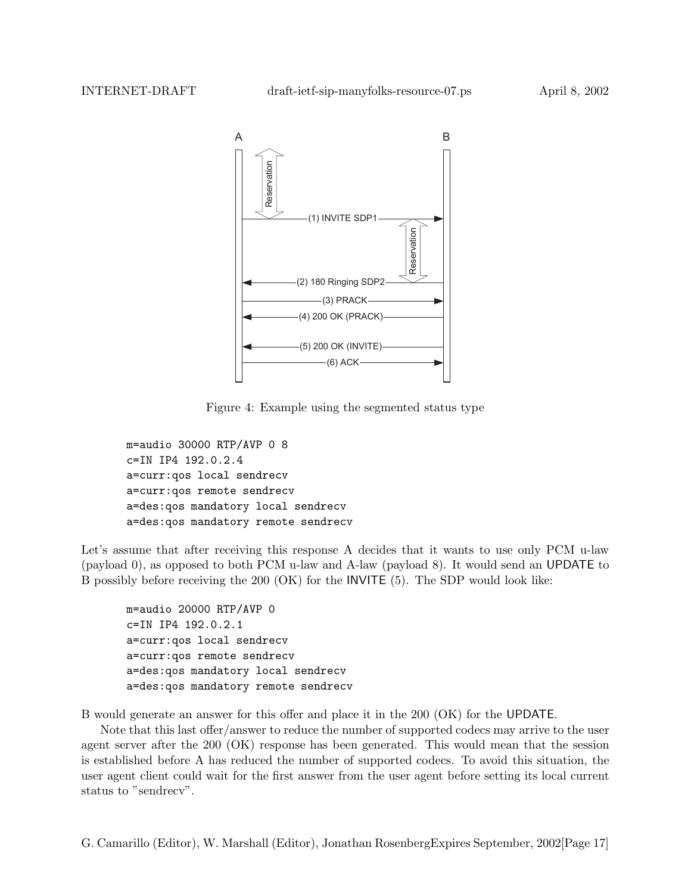Figure 4: Example using the segmented status type

```
m=audio 30000 RTP/AVP 0 8
c=IN IP4 192.0.2.4
a=curr:qos local sendrecv
a=curr:qos remote sendrecv
a=des:qos mandatory local sendrecv
a=des:qos mandatory remote sendrecv
```

Let's assume that after receiving this response A decides that it wants to use only PCM u-law (payload 0), as opposed to both PCM u-law and A-law (payload 8). It would send an UPDATE to B possibly before receiving the 200 (OK) for the INVITE (5). The SDP would look like:

```
m=audio 20000 RTP/AVP 0
c=IN IP4 192.0.2.1
a=curr:qos local sendrecv
a=curr:qos remote sendrecv
a=des:qos mandatory local sendrecv
a=des:qos mandatory remote sendrecv
```

B would generate an answer for this offer and place it in the 200 (OK) for the UPDATE.

Note that this last offer/answer to reduce the number of supported codecs may arrive to the user agent server after the 200 (OK) response has been generated. This would mean that the session is established before A has reduced the number of supported codecs. To avoid this situation, the user agent client could wait for the first answer from the user agent before setting its local current status to "sendrecv".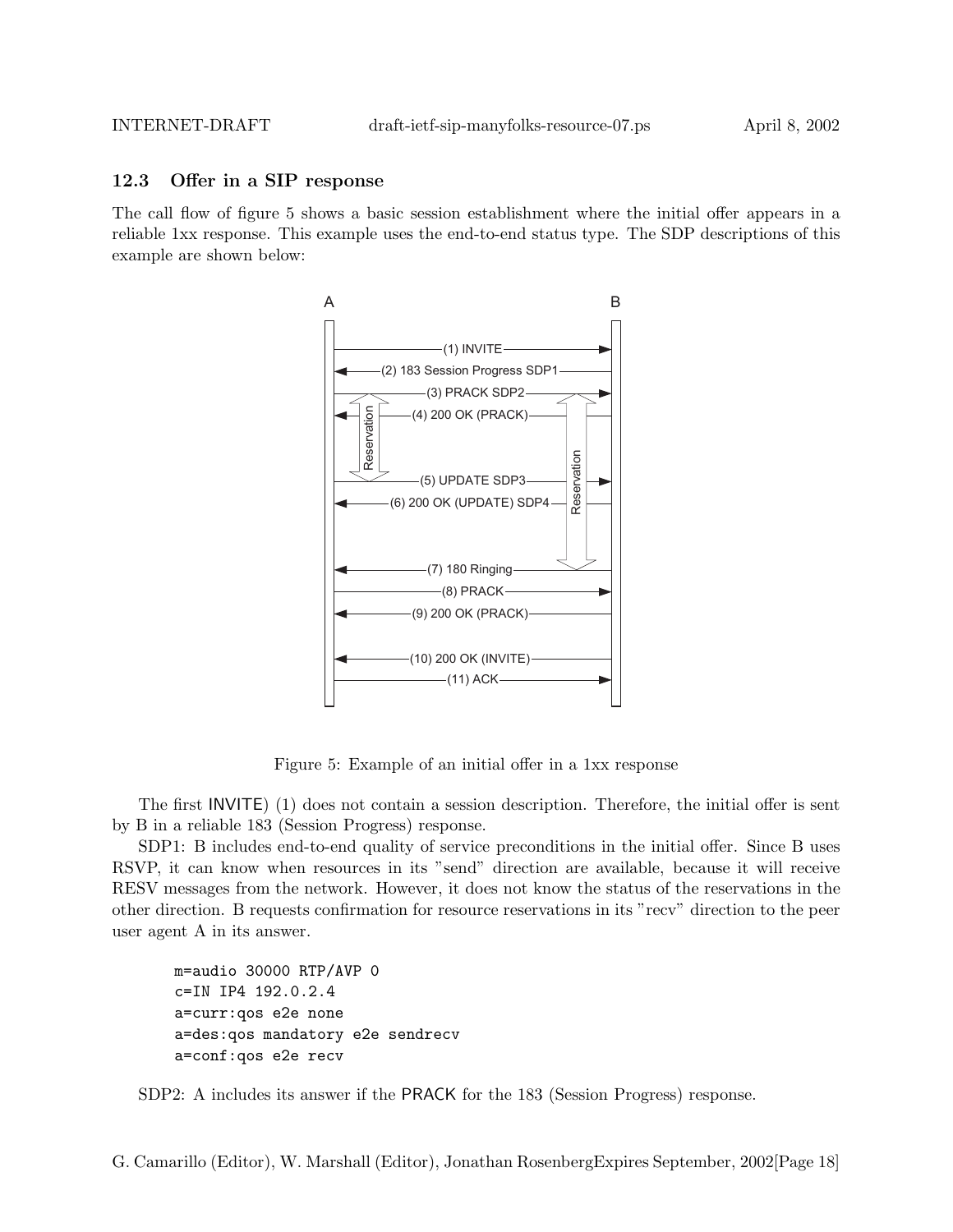### 12.3 Offer in a SIP response

The call flow of figure 5 shows a basic session establishment where the initial offer appears in a reliable 1xx response. This example uses the end-to-end status type. The SDP descriptions of this example are shown below:

```
A                                                B
|                                                |
|-------------(1) INVITE------------------------>|
|<------------(2) 183 Session Progress SDP1------|
|-------------(3) PRACK SDP2-------------------->|
|<------------(4) 200 OK (PRACK)-----------------|
|  Reservation                      Reservation  |
|-------------(5) UPDATE SDP3------------------->|
|<------------(6) 200 OK (UPDATE) SDP4-----------|
|                                                |
|<------------(7) 180 Ringing--------------------|
|-------------(8) PRACK------------------------->|
|<------------(9) 200 OK (PRACK)-----------------|
|                                                |
|<------------(10) 200 OK (INVITE)---------------|
|-------------(11) ACK-------------------------->|
```

Figure 5: Example of an initial offer in a 1xx response

The first INVITE) (1) does not contain a session description. Therefore, the initial offer is sent by B in a reliable 183 (Session Progress) response.

SDP1: B includes end-to-end quality of service preconditions in the initial offer. Since B uses RSVP, it can know when resources in its "send" direction are available, because it will receive RESV messages from the network. However, it does not know the status of the reservations in the other direction. B requests confirmation for resource reservations in its "recv" direction to the peer user agent A in its answer.

```
m=audio 30000 RTP/AVP 0
c=IN IP4 192.0.2.4
a=curr:qos e2e none
a=des:qos mandatory e2e sendrecv
a=conf:qos e2e recv
```

SDP2: A includes its answer if the PRACK for the 183 (Session Progress) response.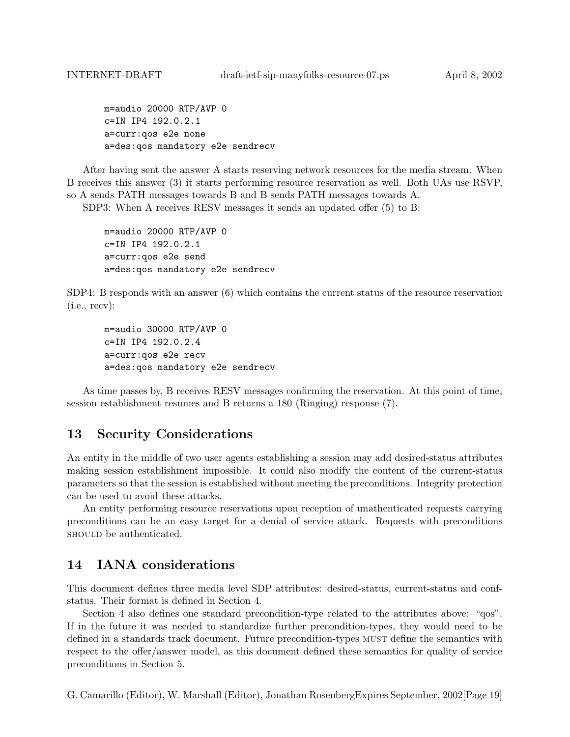```
m=audio 20000 RTP/AVP 0
c=IN IP4 192.0.2.1
a=curr:qos e2e none
a=des:qos mandatory e2e sendrecv
```

After having sent the answer A starts reserving network resources for the media stream. When B receives this answer (3) it starts performing resource reservation as well. Both UAs use RSVP, so A sends PATH messages towards B and B sends PATH messages towards A.

SDP3: When A receives RESV messages it sends an updated offer (5) to B:

```
m=audio 20000 RTP/AVP 0
c=IN IP4 192.0.2.1
a=curr:qos e2e send
a=des:qos mandatory e2e sendrecv
```

SDP4: B responds with an answer (6) which contains the current status of the resource reservation (i.e., recv):

```
m=audio 30000 RTP/AVP 0
c=IN IP4 192.0.2.4
a=curr:qos e2e recv
a=des:qos mandatory e2e sendrecv
```

As time passes by, B receives RESV messages confirming the reservation. At this point of time, session establishment resumes and B returns a 180 (Ringing) response (7).

## 13 Security Considerations

An entity in the middle of two user agents establishing a session may add desired-status attributes making session establishment impossible. It could also modify the content of the current-status parameters so that the session is established without meeting the preconditions. Integrity protection can be used to avoid these attacks.

An entity performing resource reservations upon reception of unathenticated requests carrying preconditions can be an easy target for a denial of service attack. Requests with preconditions SHOULD be authenticated.

## 14 IANA considerations

This document defines three media level SDP attributes: desired-status, current-status and conf-status. Their format is defined in Section 4.

Section 4 also defines one standard precondition-type related to the attributes above: "qos". If in the future it was needed to standardize further precondition-types, they would need to be defined in a standards track document. Future precondition-types MUST define the semantics with respect to the offer/answer model, as this document defined these semantics for quality of service preconditions in Section 5.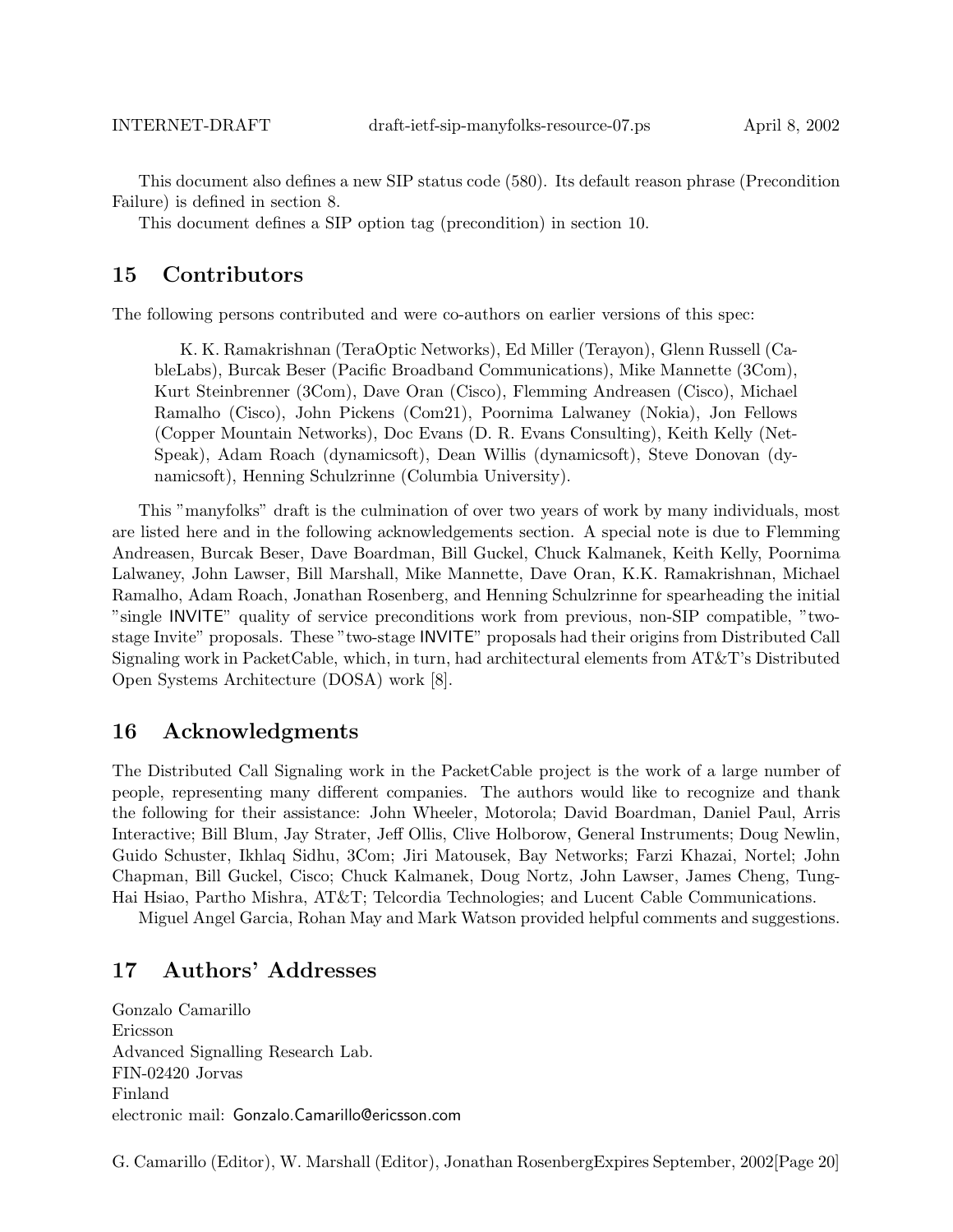This document also defines a new SIP status code (580). Its default reason phrase (Precondition Failure) is defined in section 8.

This document defines a SIP option tag (precondition) in section 10.

## 15 Contributors

The following persons contributed and were co-authors on earlier versions of this spec:

> K. K. Ramakrishnan (TeraOptic Networks), Ed Miller (Terayon), Glenn Russell (CableLabs), Burcak Beser (Pacific Broadband Communications), Mike Mannette (3Com), Kurt Steinbrenner (3Com), Dave Oran (Cisco), Flemming Andreasen (Cisco), Michael Ramalho (Cisco), John Pickens (Com21), Poornima Lalwaney (Nokia), Jon Fellows (Copper Mountain Networks), Doc Evans (D. R. Evans Consulting), Keith Kelly (NetSpeak), Adam Roach (dynamicsoft), Dean Willis (dynamicsoft), Steve Donovan (dynamicsoft), Henning Schulzrinne (Columbia University).

This "manyfolks" draft is the culmination of over two years of work by many individuals, most are listed here and in the following acknowledgements section. A special note is due to Flemming Andreasen, Burcak Beser, Dave Boardman, Bill Guckel, Chuck Kalmanek, Keith Kelly, Poornima Lalwaney, John Lawser, Bill Marshall, Mike Mannette, Dave Oran, K.K. Ramakrishnan, Michael Ramalho, Adam Roach, Jonathan Rosenberg, and Henning Schulzrinne for spearheading the initial "single INVITE" quality of service preconditions work from previous, non-SIP compatible, "two-stage Invite" proposals. These "two-stage INVITE" proposals had their origins from Distributed Call Signaling work in PacketCable, which, in turn, had architectural elements from AT&T's Distributed Open Systems Architecture (DOSA) work [8].

## 16 Acknowledgments

The Distributed Call Signaling work in the PacketCable project is the work of a large number of people, representing many different companies. The authors would like to recognize and thank the following for their assistance: John Wheeler, Motorola; David Boardman, Daniel Paul, Arris Interactive; Bill Blum, Jay Strater, Jeff Ollis, Clive Holborow, General Instruments; Doug Newlin, Guido Schuster, Ikhlaq Sidhu, 3Com; Jiri Matousek, Bay Networks; Farzi Khazai, Nortel; John Chapman, Bill Guckel, Cisco; Chuck Kalmanek, Doug Nortz, John Lawser, James Cheng, Tung-Hai Hsiao, Partho Mishra, AT&T; Telcordia Technologies; and Lucent Cable Communications.

Miguel Angel Garcia, Rohan May and Mark Watson provided helpful comments and suggestions.

## 17 Authors' Addresses

Gonzalo Camarillo
Ericsson
Advanced Signalling Research Lab.
FIN-02420 Jorvas
Finland
electronic mail: Gonzalo.Camarillo@ericsson.com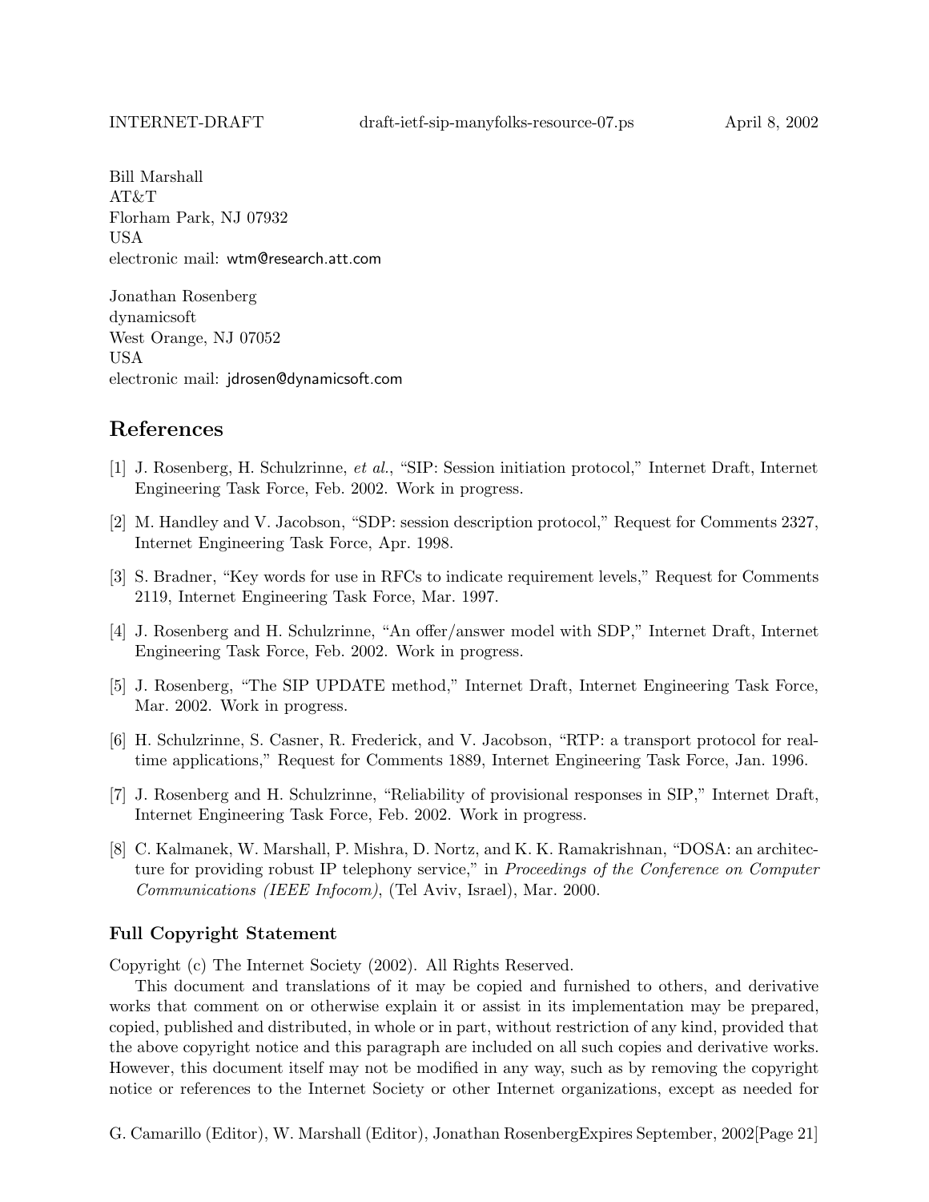Bill Marshall
AT&T
Florham Park, NJ 07932
USA
electronic mail: wtm@research.att.com

Jonathan Rosenberg
dynamicsoft
West Orange, NJ 07052
USA
electronic mail: jdrosen@dynamicsoft.com

## References

[1] J. Rosenberg, H. Schulzrinne, *et al.*, "SIP: Session initiation protocol," Internet Draft, Internet Engineering Task Force, Feb. 2002. Work in progress.

[2] M. Handley and V. Jacobson, "SDP: session description protocol," Request for Comments 2327, Internet Engineering Task Force, Apr. 1998.

[3] S. Bradner, "Key words for use in RFCs to indicate requirement levels," Request for Comments 2119, Internet Engineering Task Force, Mar. 1997.

[4] J. Rosenberg and H. Schulzrinne, "An offer/answer model with SDP," Internet Draft, Internet Engineering Task Force, Feb. 2002. Work in progress.

[5] J. Rosenberg, "The SIP UPDATE method," Internet Draft, Internet Engineering Task Force, Mar. 2002. Work in progress.

[6] H. Schulzrinne, S. Casner, R. Frederick, and V. Jacobson, "RTP: a transport protocol for real-time applications," Request for Comments 1889, Internet Engineering Task Force, Jan. 1996.

[7] J. Rosenberg and H. Schulzrinne, "Reliability of provisional responses in SIP," Internet Draft, Internet Engineering Task Force, Feb. 2002. Work in progress.

[8] C. Kalmanek, W. Marshall, P. Mishra, D. Nortz, and K. K. Ramakrishnan, "DOSA: an architecture for providing robust IP telephony service," in *Proceedings of the Conference on Computer Communications (IEEE Infocom)*, (Tel Aviv, Israel), Mar. 2000.

### Full Copyright Statement

Copyright (c) The Internet Society (2002). All Rights Reserved.

This document and translations of it may be copied and furnished to others, and derivative works that comment on or otherwise explain it or assist in its implementation may be prepared, copied, published and distributed, in whole or in part, without restriction of any kind, provided that the above copyright notice and this paragraph are included on all such copies and derivative works. However, this document itself may not be modified in any way, such as by removing the copyright notice or references to the Internet Society or other Internet organizations, except as needed for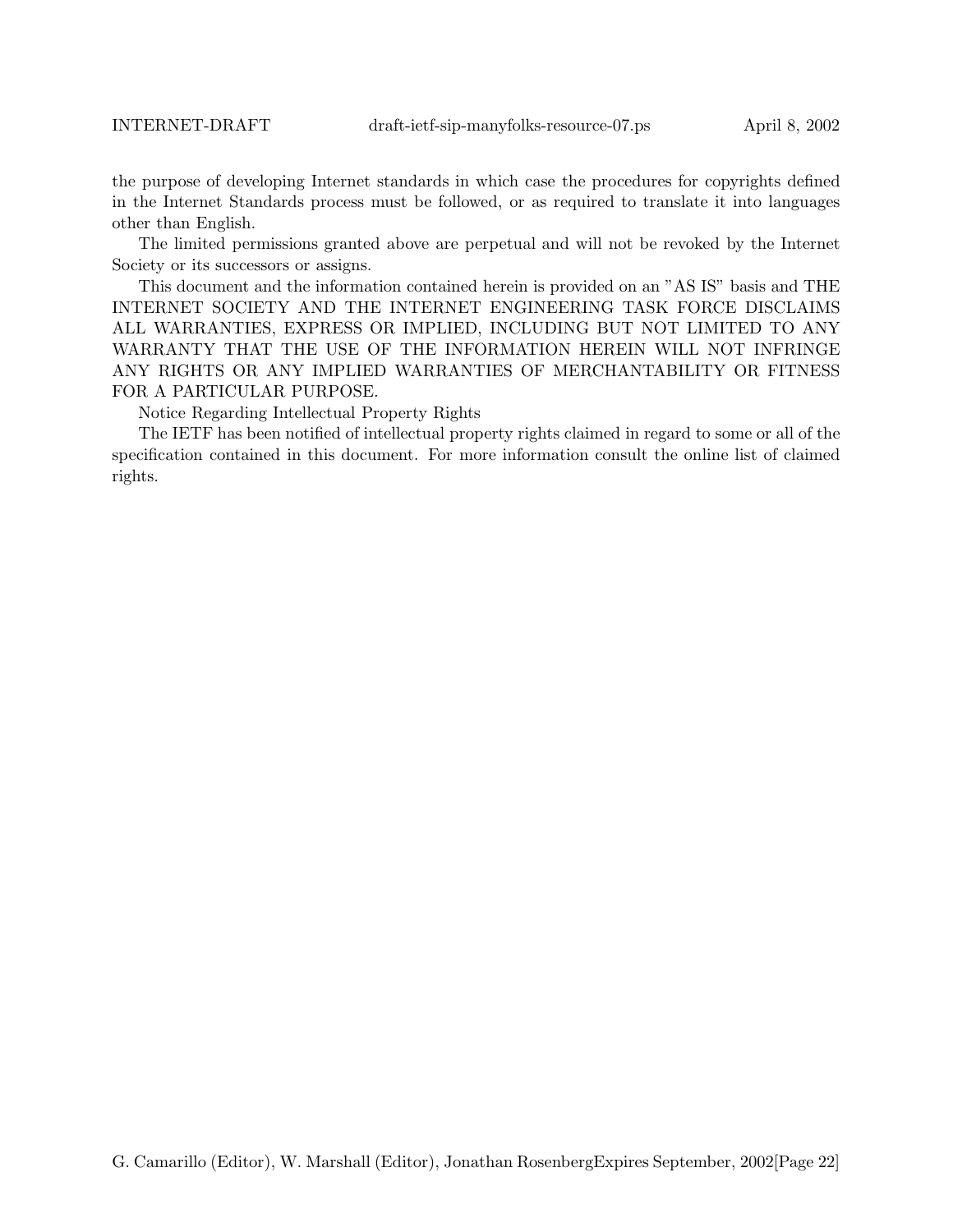the purpose of developing Internet standards in which case the procedures for copyrights defined in the Internet Standards process must be followed, or as required to translate it into languages other than English.

The limited permissions granted above are perpetual and will not be revoked by the Internet Society or its successors or assigns.

This document and the information contained herein is provided on an "AS IS" basis and THE INTERNET SOCIETY AND THE INTERNET ENGINEERING TASK FORCE DISCLAIMS ALL WARRANTIES, EXPRESS OR IMPLIED, INCLUDING BUT NOT LIMITED TO ANY WARRANTY THAT THE USE OF THE INFORMATION HEREIN WILL NOT INFRINGE ANY RIGHTS OR ANY IMPLIED WARRANTIES OF MERCHANTABILITY OR FITNESS FOR A PARTICULAR PURPOSE.

Notice Regarding Intellectual Property Rights

The IETF has been notified of intellectual property rights claimed in regard to some or all of the specification contained in this document. For more information consult the online list of claimed rights.